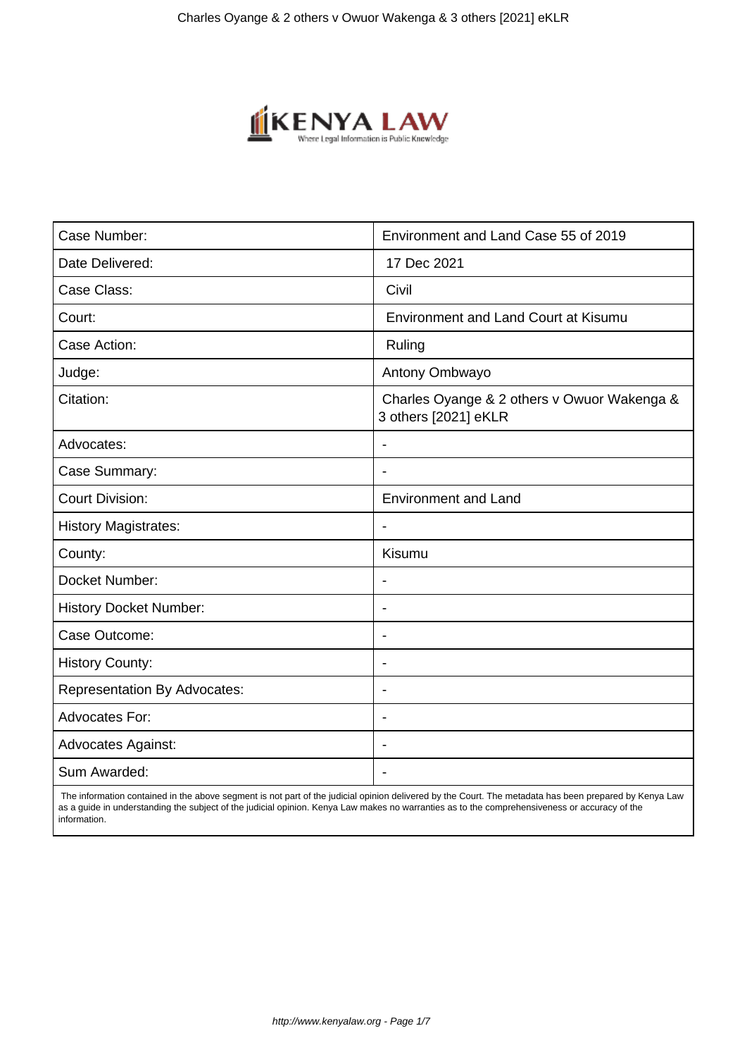| Case Number: | Environment and Land Case 55 of 2019 |
| --- | --- |
| Date Delivered: | 17 Dec 2021 |
| Case Class: | Civil |
| Court: | Environment and Land Court at Kisumu |
| Case Action: | Ruling |
| Judge: | Antony Ombwayo |
| Citation: | Charles Oyange & 2 others v Owuor Wakenga & 3 others [2021] eKLR |
| Advocates: | - |
| Case Summary: | - |
| Court Division: | Environment and Land |
| History Magistrates: | - |
| County: | Kisumu |
| Docket Number: | - |
| History Docket Number: | - |
| Case Outcome: | - |
| History County: | - |
| Representation By Advocates: | - |
| Advocates For: | - |
| Advocates Against: | - |
| Sum Awarded: | - |

The information contained in the above segment is not part of the judicial opinion delivered by the Court. The metadata has been prepared by Kenya Law as a guide in understanding the subject of the judicial opinion. Kenya Law makes no warranties as to the comprehensiveness or accuracy of the information.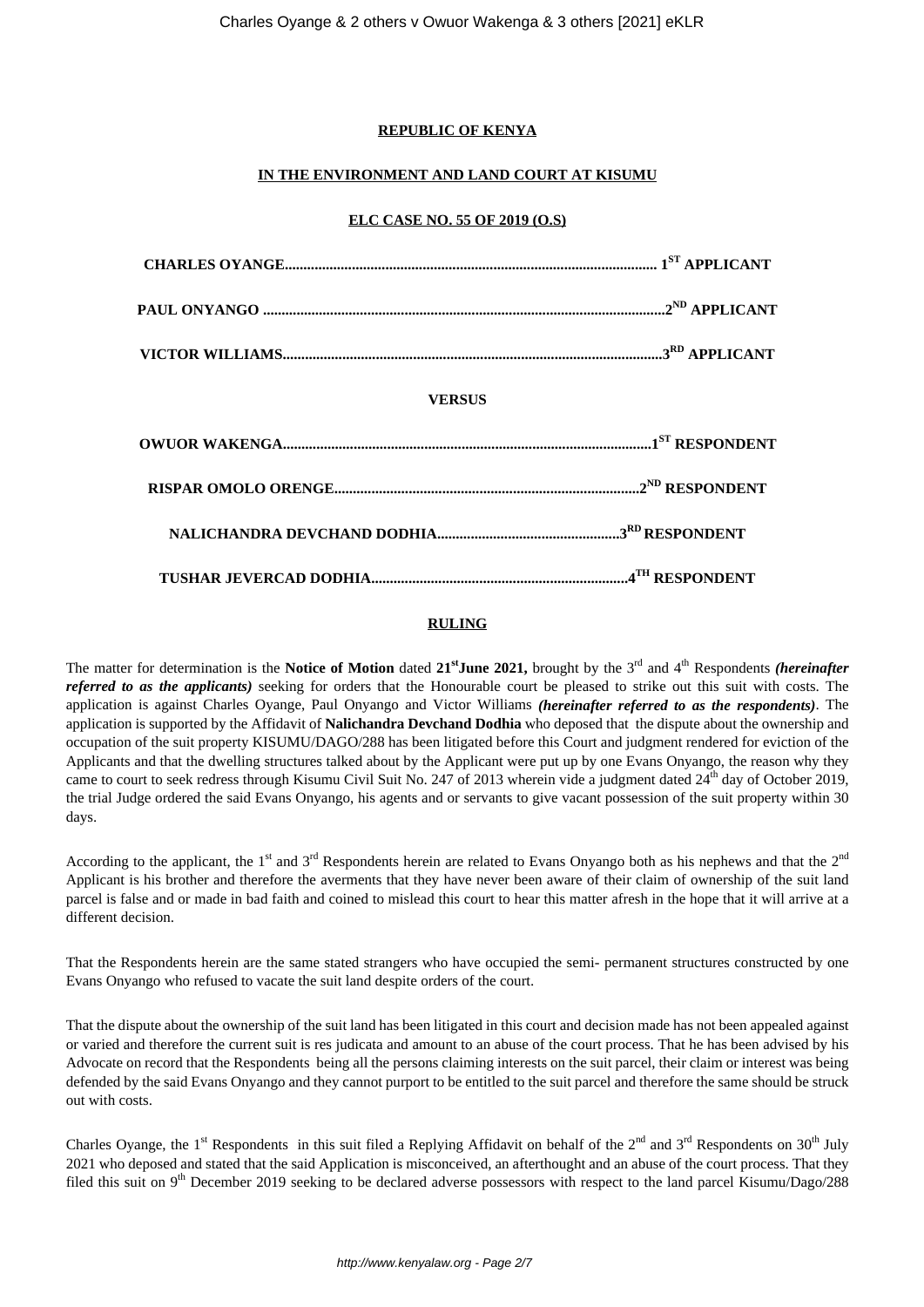**REPUBLIC OF KENYA**

**IN THE ENVIRONMENT AND LAND COURT AT KISUMU**

**ELC CASE NO. 55 OF 2019 (O.S)**

**CHARLES OYANGE.................................................................................................. 1ST APPLICANT**

**PAUL ONYANGO ...........................................................................................................2ND APPLICANT**

**VICTOR WILLIAMS.....................................................................................................3RD APPLICANT**

**VERSUS**

**OWUOR WAKENGA..................................................................................................1ST RESPONDENT**

**RISPAR OMOLO ORENGE.................................................................................2ND RESPONDENT**

**NALICHANDRA DEVCHAND DODHIA.................................................3RD RESPONDENT**

**TUSHAR JEVERCAD DODHIA....................................................................4TH RESPONDENT**

**RULING**

The matter for determination is the **Notice of Motion** dated **21st June 2021,** brought by the 3rd and 4th Respondents ***(hereinafter referred to as the applicants)*** seeking for orders that the Honourable court be pleased to strike out this suit with costs. The application is against Charles Oyange, Paul Onyango and Victor Williams ***(hereinafter referred to as the respondents)***. The application is supported by the Affidavit of **Nalichandra Devchand Dodhia** who deposed that the dispute about the ownership and occupation of the suit property KISUMU/DAGO/288 has been litigated before this Court and judgment rendered for eviction of the Applicants and that the dwelling structures talked about by the Applicant were put up by one Evans Onyango, the reason why they came to court to seek redress through Kisumu Civil Suit No. 247 of 2013 wherein vide a judgment dated 24th day of October 2019, the trial Judge ordered the said Evans Onyango, his agents and or servants to give vacant possession of the suit property within 30 days.

According to the applicant, the 1st and 3rd Respondents herein are related to Evans Onyango both as his nephews and that the 2nd Applicant is his brother and therefore the averments that they have never been aware of their claim of ownership of the suit land parcel is false and or made in bad faith and coined to mislead this court to hear this matter afresh in the hope that it will arrive at a different decision.

That the Respondents herein are the same stated strangers who have occupied the semi- permanent structures constructed by one Evans Onyango who refused to vacate the suit land despite orders of the court.

That the dispute about the ownership of the suit land has been litigated in this court and decision made has not been appealed against or varied and therefore the current suit is res judicata and amount to an abuse of the court process. That he has been advised by his Advocate on record that the Respondents being all the persons claiming interests on the suit parcel, their claim or interest was being defended by the said Evans Onyango and they cannot purport to be entitled to the suit parcel and therefore the same should be struck out with costs.

Charles Oyange, the 1st Respondents in this suit filed a Replying Affidavit on behalf of the 2nd and 3rd Respondents on 30th July 2021 who deposed and stated that the said Application is misconceived, an afterthought and an abuse of the court process. That they filed this suit on 9th December 2019 seeking to be declared adverse possessors with respect to the land parcel Kisumu/Dago/288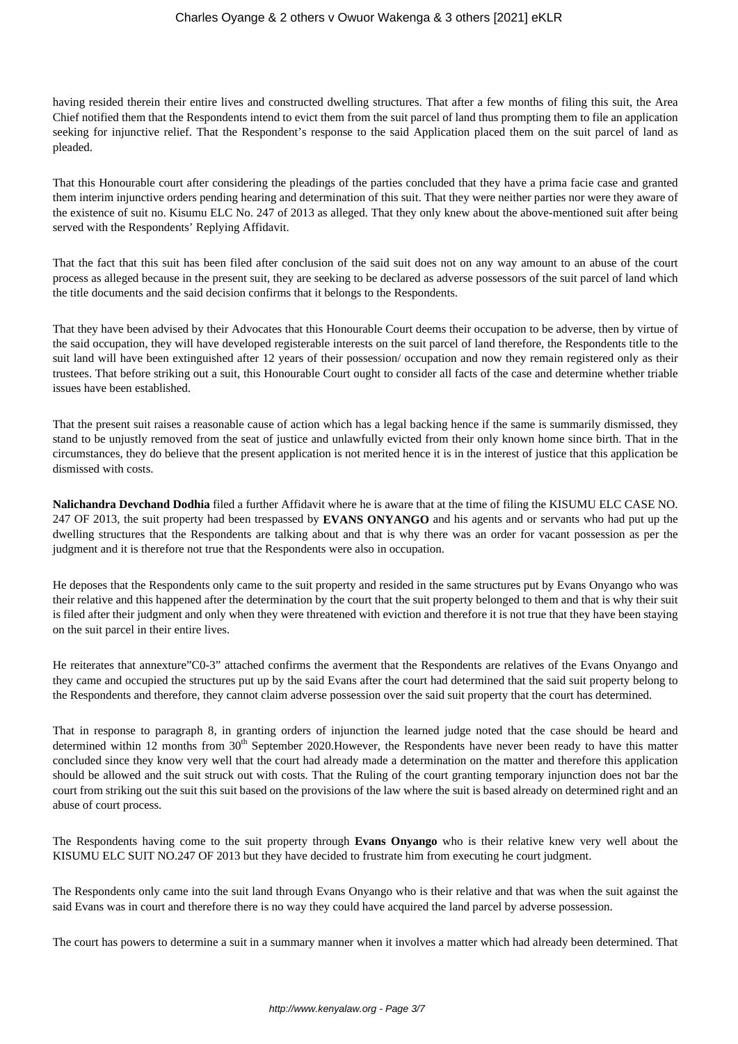having resided therein their entire lives and constructed dwelling structures. That after a few months of filing this suit, the Area Chief notified them that the Respondents intend to evict them from the suit parcel of land thus prompting them to file an application seeking for injunctive relief. That the Respondent's response to the said Application placed them on the suit parcel of land as pleaded.

That this Honourable court after considering the pleadings of the parties concluded that they have a prima facie case and granted them interim injunctive orders pending hearing and determination of this suit. That they were neither parties nor were they aware of the existence of suit no. Kisumu ELC No. 247 of 2013 as alleged. That they only knew about the above-mentioned suit after being served with the Respondents' Replying Affidavit.

That the fact that this suit has been filed after conclusion of the said suit does not on any way amount to an abuse of the court process as alleged because in the present suit, they are seeking to be declared as adverse possessors of the suit parcel of land which the title documents and the said decision confirms that it belongs to the Respondents.

That they have been advised by their Advocates that this Honourable Court deems their occupation to be adverse, then by virtue of the said occupation, they will have developed registerable interests on the suit parcel of land therefore, the Respondents title to the suit land will have been extinguished after 12 years of their possession/ occupation and now they remain registered only as their trustees. That before striking out a suit, this Honourable Court ought to consider all facts of the case and determine whether triable issues have been established.

That the present suit raises a reasonable cause of action which has a legal backing hence if the same is summarily dismissed, they stand to be unjustly removed from the seat of justice and unlawfully evicted from their only known home since birth. That in the circumstances, they do believe that the present application is not merited hence it is in the interest of justice that this application be dismissed with costs.

**Nalichandra Devchand Dodhia** filed a further Affidavit where he is aware that at the time of filing the KISUMU ELC CASE NO. 247 OF 2013, the suit property had been trespassed by **EVANS ONYANGO** and his agents and or servants who had put up the dwelling structures that the Respondents are talking about and that is why there was an order for vacant possession as per the judgment and it is therefore not true that the Respondents were also in occupation.

He deposes that the Respondents only came to the suit property and resided in the same structures put by Evans Onyango who was their relative and this happened after the determination by the court that the suit property belonged to them and that is why their suit is filed after their judgment and only when they were threatened with eviction and therefore it is not true that they have been staying on the suit parcel in their entire lives.

He reiterates that annexture"C0-3" attached confirms the averment that the Respondents are relatives of the Evans Onyango and they came and occupied the structures put up by the said Evans after the court had determined that the said suit property belong to the Respondents and therefore, they cannot claim adverse possession over the said suit property that the court has determined.

That in response to paragraph 8, in granting orders of injunction the learned judge noted that the case should be heard and determined within 12 months from 30th September 2020.However, the Respondents have never been ready to have this matter concluded since they know very well that the court had already made a determination on the matter and therefore this application should be allowed and the suit struck out with costs. That the Ruling of the court granting temporary injunction does not bar the court from striking out the suit this suit based on the provisions of the law where the suit is based already on determined right and an abuse of court process.

The Respondents having come to the suit property through **Evans Onyango** who is their relative knew very well about the KISUMU ELC SUIT NO.247 OF 2013 but they have decided to frustrate him from executing he court judgment.

The Respondents only came into the suit land through Evans Onyango who is their relative and that was when the suit against the said Evans was in court and therefore there is no way they could have acquired the land parcel by adverse possession.

The court has powers to determine a suit in a summary manner when it involves a matter which had already been determined. That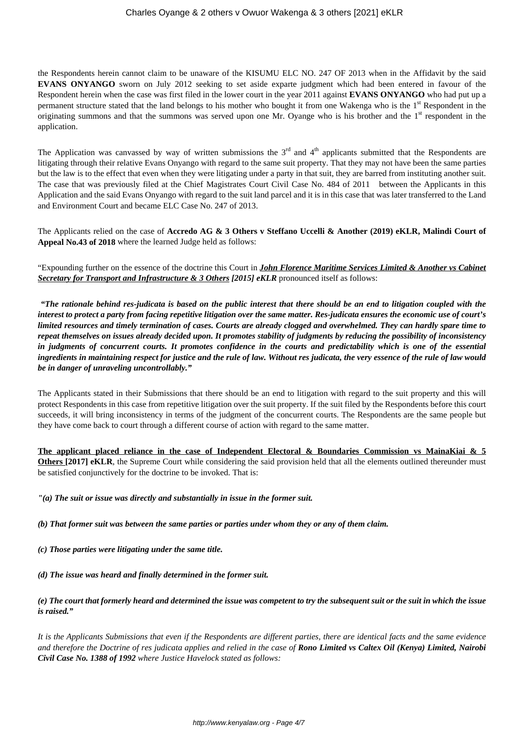the Respondents herein cannot claim to be unaware of the KISUMU ELC NO. 247 OF 2013 when in the Affidavit by the said **EVANS ONYANGO** sworn on July 2012 seeking to set aside exparte judgment which had been entered in favour of the Respondent herein when the case was first filed in the lower court in the year 2011 against **EVANS ONYANGO** who had put up a permanent structure stated that the land belongs to his mother who bought it from one Wakenga who is the 1st Respondent in the originating summons and that the summons was served upon one Mr. Oyange who is his brother and the 1st respondent in the application.

The Application was canvassed by way of written submissions the 3rd and 4th applicants submitted that the Respondents are litigating through their relative Evans Onyango with regard to the same suit property. That they may not have been the same parties but the law is to the effect that even when they were litigating under a party in that suit, they are barred from instituting another suit. The case that was previously filed at the Chief Magistrates Court Civil Case No. 484 of 2011 between the Applicants in this Application and the said Evans Onyango with regard to the suit land parcel and it is in this case that was later transferred to the Land and Environment Court and became ELC Case No. 247 of 2013.

The Applicants relied on the case of **Accredo AG & 3 Others v Steffano Uccelli & Another (2019) eKLR, Malindi Court of Appeal No.43 of 2018** where the learned Judge held as follows:

"Expounding further on the essence of the doctrine this Court in ***John Florence Maritime Services Limited & Another vs Cabinet Secretary for Transport and Infrastructure & 3 Others [2015] eKLR*** pronounced itself as follows:

***"The rationale behind res-judicata is based on the public interest that there should be an end to litigation coupled with the interest to protect a party from facing repetitive litigation over the same matter. Res-judicata ensures the economic use of court's limited resources and timely termination of cases. Courts are already clogged and overwhelmed. They can hardly spare time to repeat themselves on issues already decided upon. It promotes stability of judgments by reducing the possibility of inconsistency in judgments of concurrent courts. It promotes confidence in the courts and predictability which is one of the essential ingredients in maintaining respect for justice and the rule of law. Without res judicata, the very essence of the rule of law would be in danger of unraveling uncontrollably."***

The Applicants stated in their Submissions that there should be an end to litigation with regard to the suit property and this will protect Respondents in this case from repetitive litigation over the suit property. If the suit filed by the Respondents before this court succeeds, it will bring inconsistency in terms of the judgment of the concurrent courts. The Respondents are the same people but they have come back to court through a different course of action with regard to the same matter.

**The applicant placed reliance in the case of Independent Electoral & Boundaries Commission vs MainaKiai & 5 Others [2017] eKLR**, the Supreme Court while considering the said provision held that all the elements outlined thereunder must be satisfied conjunctively for the doctrine to be invoked. That is:

***"(a) The suit or issue was directly and substantially in issue in the former suit.***

***(b) That former suit was between the same parties or parties under whom they or any of them claim.***

***(c) Those parties were litigating under the same title.***

***(d) The issue was heard and finally determined in the former suit.***

***(e) The court that formerly heard and determined the issue was competent to try the subsequent suit or the suit in which the issue is raised."***

*It is the Applicants Submissions that even if the Respondents are different parties, there are identical facts and the same evidence and therefore the Doctrine of res judicata applies and relied in the case of **Rono Limited vs Caltex Oil (Kenya) Limited, Nairobi Civil Case No. 1388 of 1992** where Justice Havelock stated as follows:*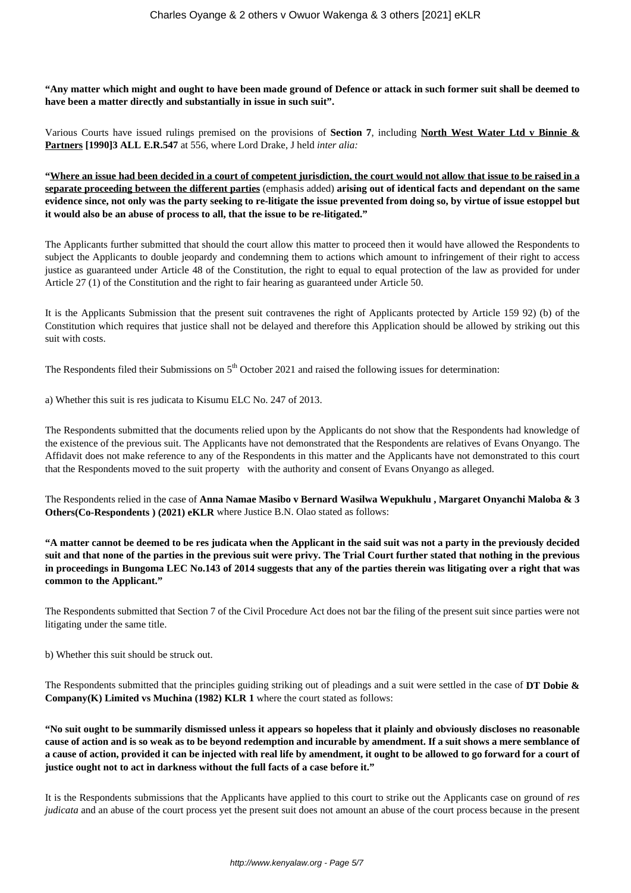**"Any matter which might and ought to have been made ground of Defence or attack in such former suit shall be deemed to have been a matter directly and substantially in issue in such suit".**

Various Courts have issued rulings premised on the provisions of **Section 7**, including **North West Water Ltd v Binnie & Partners [1990]3 ALL E.R.547** at 556, where Lord Drake, J held *inter alia:*

**"Where an issue had been decided in a court of competent jurisdiction, the court would not allow that issue to be raised in a separate proceeding between the different parties** (emphasis added) **arising out of identical facts and dependant on the same evidence since, not only was the party seeking to re-litigate the issue prevented from doing so, by virtue of issue estoppel but it would also be an abuse of process to all, that the issue to be re-litigated."**

The Applicants further submitted that should the court allow this matter to proceed then it would have allowed the Respondents to subject the Applicants to double jeopardy and condemning them to actions which amount to infringement of their right to access justice as guaranteed under Article 48 of the Constitution, the right to equal to equal protection of the law as provided for under Article 27 (1) of the Constitution and the right to fair hearing as guaranteed under Article 50.

It is the Applicants Submission that the present suit contravenes the right of Applicants protected by Article 159 92) (b) of the Constitution which requires that justice shall not be delayed and therefore this Application should be allowed by striking out this suit with costs.

The Respondents filed their Submissions on 5th October 2021 and raised the following issues for determination:

a) Whether this suit is res judicata to Kisumu ELC No. 247 of 2013.

The Respondents submitted that the documents relied upon by the Applicants do not show that the Respondents had knowledge of the existence of the previous suit. The Applicants have not demonstrated that the Respondents are relatives of Evans Onyango. The Affidavit does not make reference to any of the Respondents in this matter and the Applicants have not demonstrated to this court that the Respondents moved to the suit property with the authority and consent of Evans Onyango as alleged.

The Respondents relied in the case of **Anna Namae Masibo v Bernard Wasilwa Wepukhulu , Margaret Onyanchi Maloba & 3 Others(Co-Respondents ) (2021) eKLR** where Justice B.N. Olao stated as follows:

**"A matter cannot be deemed to be res judicata when the Applicant in the said suit was not a party in the previously decided suit and that none of the parties in the previous suit were privy. The Trial Court further stated that nothing in the previous in proceedings in Bungoma LEC No.143 of 2014 suggests that any of the parties therein was litigating over a right that was common to the Applicant."**

The Respondents submitted that Section 7 of the Civil Procedure Act does not bar the filing of the present suit since parties were not litigating under the same title.

b) Whether this suit should be struck out.

The Respondents submitted that the principles guiding striking out of pleadings and a suit were settled in the case of **DT Dobie & Company(K) Limited vs Muchina (1982) KLR 1** where the court stated as follows:

**"No suit ought to be summarily dismissed unless it appears so hopeless that it plainly and obviously discloses no reasonable cause of action and is so weak as to be beyond redemption and incurable by amendment. If a suit shows a mere semblance of a cause of action, provided it can be injected with real life by amendment, it ought to be allowed to go forward for a court of justice ought not to act in darkness without the full facts of a case before it."**

It is the Respondents submissions that the Applicants have applied to this court to strike out the Applicants case on ground of *res judicata* and an abuse of the court process yet the present suit does not amount an abuse of the court process because in the present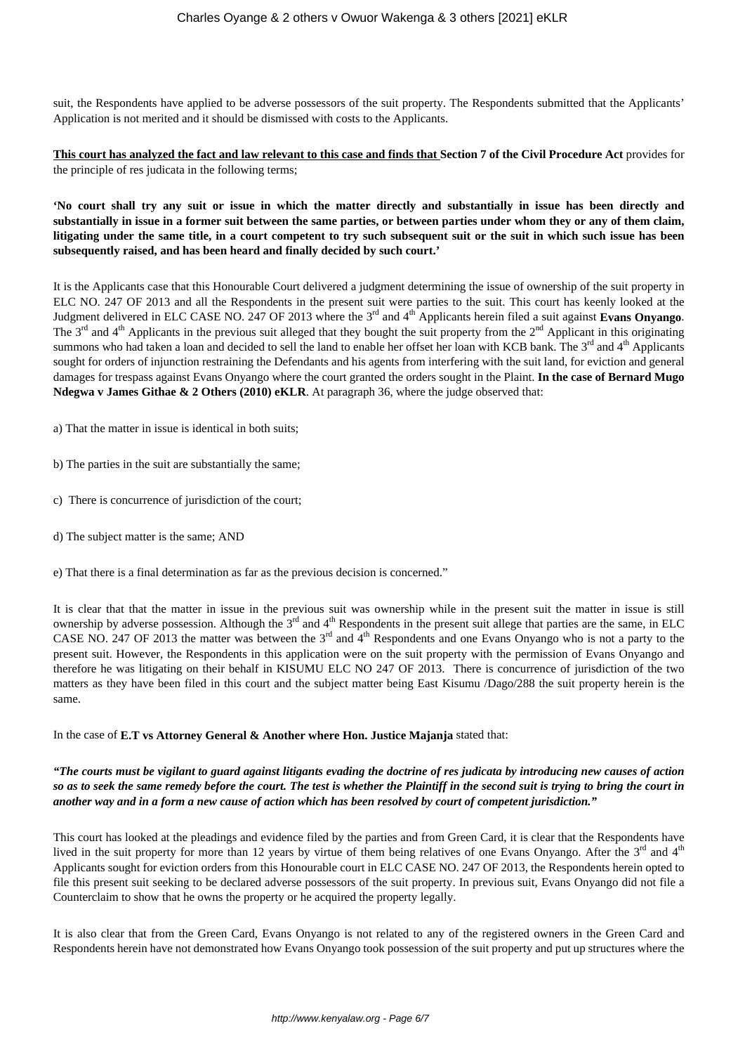suit, the Respondents have applied to be adverse possessors of the suit property. The Respondents submitted that the Applicants' Application is not merited and it should be dismissed with costs to the Applicants.

**This court has analyzed the fact and law relevant to this case and finds that Section 7 of the Civil Procedure Act** provides for the principle of res judicata in the following terms;

**'No court shall try any suit or issue in which the matter directly and substantially in issue has been directly and substantially in issue in a former suit between the same parties, or between parties under whom they or any of them claim, litigating under the same title, in a court competent to try such subsequent suit or the suit in which such issue has been subsequently raised, and has been heard and finally decided by such court.'**

It is the Applicants case that this Honourable Court delivered a judgment determining the issue of ownership of the suit property in ELC NO. 247 OF 2013 and all the Respondents in the present suit were parties to the suit. This court has keenly looked at the Judgment delivered in ELC CASE NO. 247 OF 2013 where the 3rd and 4th Applicants herein filed a suit against **Evans Onyango**. The 3rd and 4th Applicants in the previous suit alleged that they bought the suit property from the 2nd Applicant in this originating summons who had taken a loan and decided to sell the land to enable her offset her loan with KCB bank. The 3rd and 4th Applicants sought for orders of injunction restraining the Defendants and his agents from interfering with the suit land, for eviction and general damages for trespass against Evans Onyango where the court granted the orders sought in the Plaint. **In the case of Bernard Mugo Ndegwa v James Githae & 2 Others (2010) eKLR**. At paragraph 36, where the judge observed that:

a) That the matter in issue is identical in both suits;

b) The parties in the suit are substantially the same;

c) There is concurrence of jurisdiction of the court;

d) The subject matter is the same; AND

e) That there is a final determination as far as the previous decision is concerned."

It is clear that that the matter in issue in the previous suit was ownership while in the present suit the matter in issue is still ownership by adverse possession. Although the 3rd and 4th Respondents in the present suit allege that parties are the same, in ELC CASE NO. 247 OF 2013 the matter was between the 3rd and 4th Respondents and one Evans Onyango who is not a party to the present suit. However, the Respondents in this application were on the suit property with the permission of Evans Onyango and therefore he was litigating on their behalf in KISUMU ELC NO 247 OF 2013. There is concurrence of jurisdiction of the two matters as they have been filed in this court and the subject matter being East Kisumu /Dago/288 the suit property herein is the same.

In the case of **E.T vs Attorney General & Another where Hon. Justice Majanja** stated that:

***"The courts must be vigilant to guard against litigants evading the doctrine of res judicata by introducing new causes of action so as to seek the same remedy before the court. The test is whether the Plaintiff in the second suit is trying to bring the court in another way and in a form a new cause of action which has been resolved by court of competent jurisdiction."***

This court has looked at the pleadings and evidence filed by the parties and from Green Card, it is clear that the Respondents have lived in the suit property for more than 12 years by virtue of them being relatives of one Evans Onyango. After the 3rd and 4th Applicants sought for eviction orders from this Honourable court in ELC CASE NO. 247 OF 2013, the Respondents herein opted to file this present suit seeking to be declared adverse possessors of the suit property. In previous suit, Evans Onyango did not file a Counterclaim to show that he owns the property or he acquired the property legally.

It is also clear that from the Green Card, Evans Onyango is not related to any of the registered owners in the Green Card and Respondents herein have not demonstrated how Evans Onyango took possession of the suit property and put up structures where the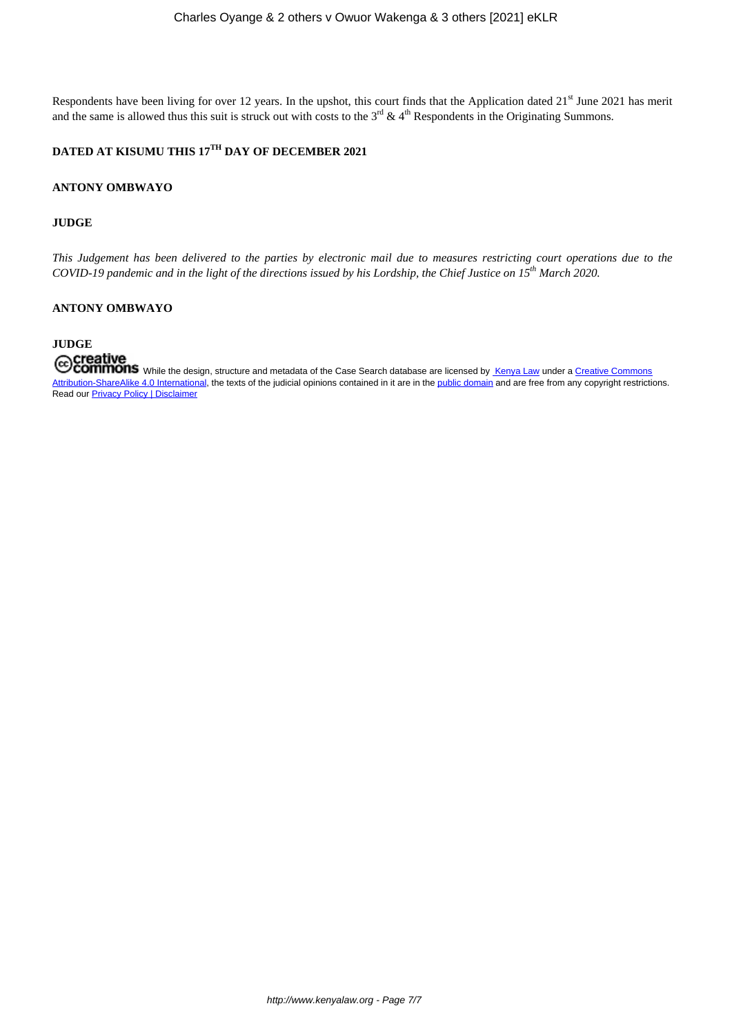Respondents have been living for over 12 years. In the upshot, this court finds that the Application dated 21st June 2021 has merit and the same is allowed thus this suit is struck out with costs to the 3rd & 4th Respondents in the Originating Summons.

**DATED AT KISUMU THIS 17TH DAY OF DECEMBER 2021**

**ANTONY OMBWAYO**

**JUDGE**

*This Judgement has been delivered to the parties by electronic mail due to measures restricting court operations due to the COVID-19 pandemic and in the light of the directions issued by his Lordship, the Chief Justice on 15th March 2020.*

**ANTONY OMBWAYO**

**JUDGE**

While the design, structure and metadata of the Case Search database are licensed by Kenya Law under a Creative Commons Attribution-ShareAlike 4.0 International, the texts of the judicial opinions contained in it are in the public domain and are free from any copyright restrictions. Read our Privacy Policy | Disclaimer